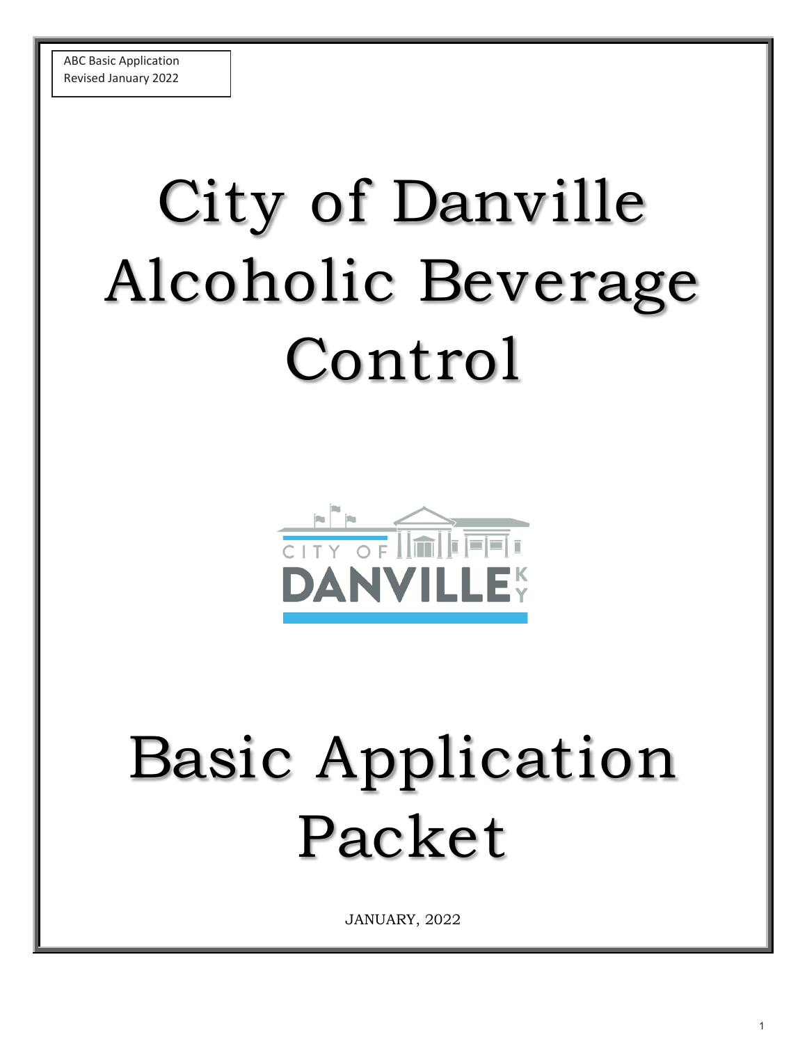ABC Basic Application
Revised January 2022

# City of Danville Alcoholic Beverage Control

# Basic Application Packet

JANUARY, 2022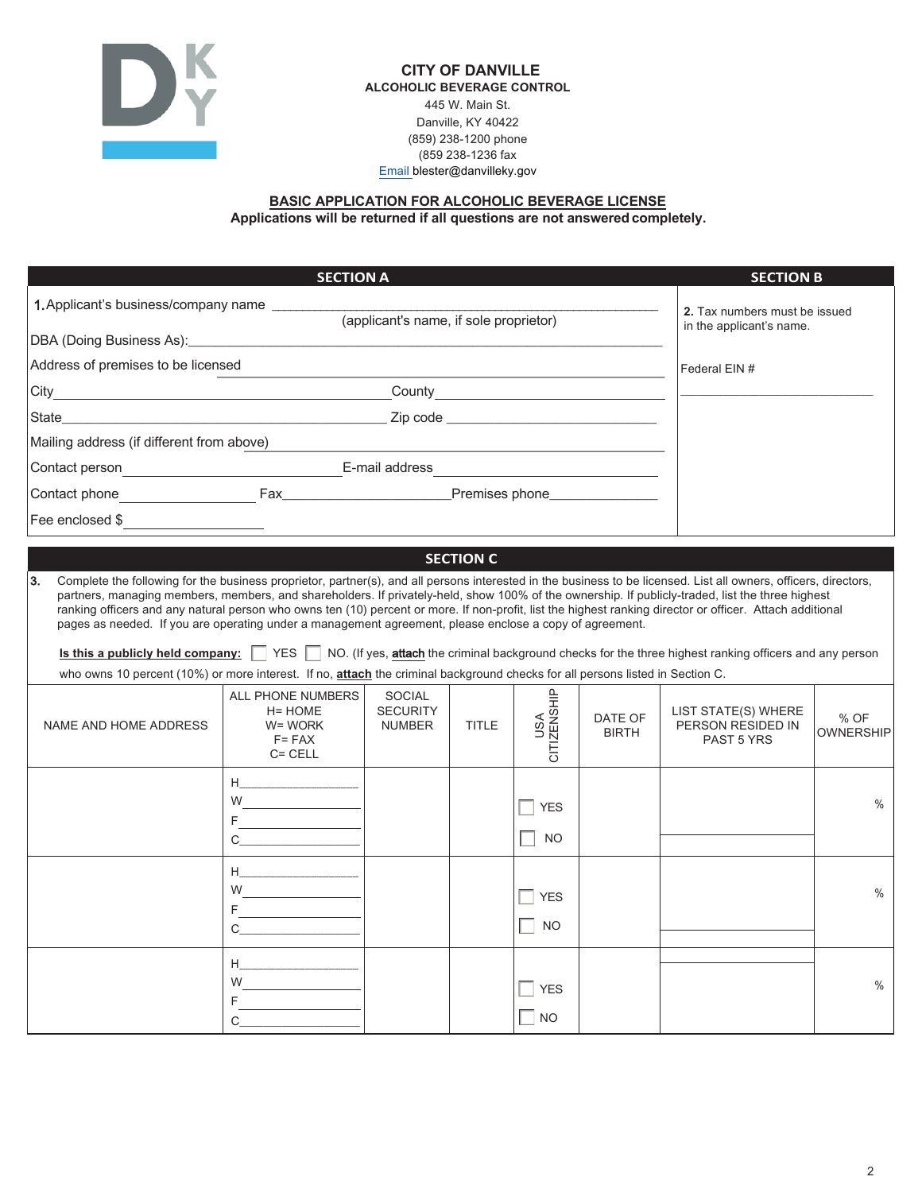**CITY OF DANVILLE**
**ALCOHOLIC BEVERAGE CONTROL**
445 W. Main St.
Danville, KY 40422
(859) 238-1200 phone
(859 238-1236 fax
Email blester@danvilleky.gov

## BASIC APPLICATION FOR ALCOHOLIC BEVERAGE LICENSE

**Applications will be returned if all questions are not answered completely.**

### SECTION A

1. Applicant's business/company name ________________________________
(applicant's name, if sole proprietor)

DBA (Doing Business As):________________________________

Address of premises to be licensed ________________________________

City________________________________ County________________________________

State________________________________ Zip code ________________________________

Mailing address (if different from above) ________________________________

Contact person________________________________ E-mail address________________________________

Contact phone________________ Fax________________ Premises phone________________

Fee enclosed $________________

### SECTION B

**2.** Tax numbers must be issued in the applicant's name.

Federal EIN #

________________________________

### SECTION C

**3.** Complete the following for the business proprietor, partner(s), and all persons interested in the business to be licensed. List all owners, officers, directors, partners, managing members, members, and shareholders. If privately-held, show 100% of the ownership. If publicly-traded, list the three highest ranking officers and any natural person who owns ten (10) percent or more. If non-profit, list the highest ranking director or officer. Attach additional pages as needed. If you are operating under a management agreement, please enclose a copy of agreement.

**Is this a publicly held company:** ☐ YES ☐ NO. (If yes, **attach** the criminal background checks for the three highest ranking officers and any person who owns 10 percent (10%) or more interest. If no, **attach** the criminal background checks for all persons listed in Section C.

| NAME AND HOME ADDRESS | ALL PHONE NUMBERS H= HOME W= WORK F= FAX C= CELL | SOCIAL SECURITY NUMBER | TITLE | USA CITIZENSHIP | DATE OF BIRTH | LIST STATE(S) WHERE PERSON RESIDED IN PAST 5 YRS | % OF OWNERSHIP |
|---|---|---|---|---|---|---|---|
| | H____<br>W____<br>F____<br>C____ | | | ☐ YES<br>☐ NO | | | % |
| | H____<br>W____<br>F____<br>C____ | | | ☐ YES<br>☐ NO | | | % |
| | H____<br>W____<br>F____<br>C____ | | | ☐ YES<br>☐ NO | | | % |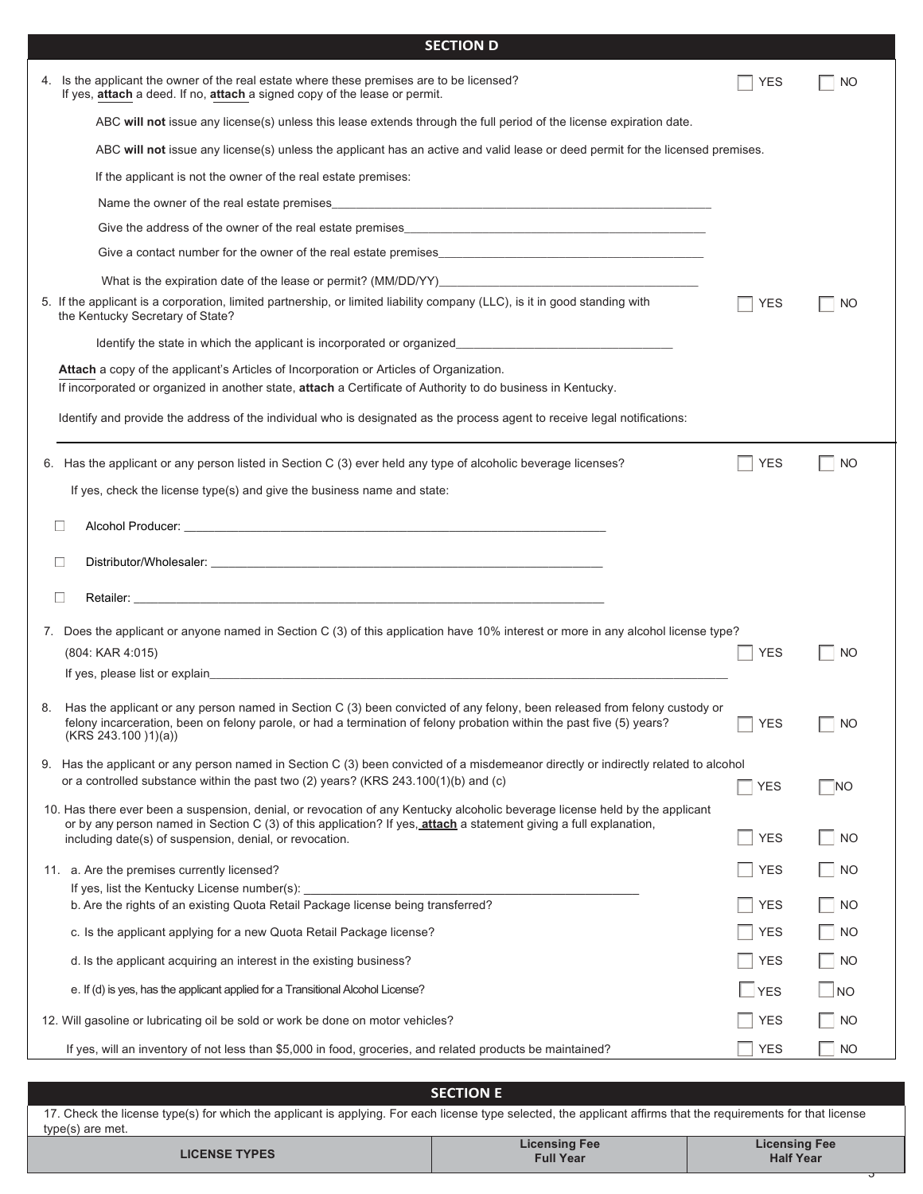## SECTION D

4. Is the applicant the owner of the real estate where these premises are to be licensed? ☐ YES ☐ NO
   If yes, **attach** a deed. If no, **attach** a signed copy of the lease or permit.

   ABC **will not** issue any license(s) unless this lease extends through the full period of the license expiration date.

   ABC **will not** issue any license(s) unless the applicant has an active and valid lease or deed permit for the licensed premises.

   If the applicant is not the owner of the real estate premises:

   Name the owner of the real estate premises____________________

   Give the address of the owner of the real estate premises____________________

   Give a contact number for the owner of the real estate premises____________________

   What is the expiration date of the lease or permit? (MM/DD/YY)____________________

5. If the applicant is a corporation, limited partnership, or limited liability company (LLC), is it in good standing with the Kentucky Secretary of State? ☐ YES ☐ NO

   Identify the state in which the applicant is incorporated or organized____________________

   **Attach** a copy of the applicant's Articles of Incorporation or Articles of Organization.
   If incorporated or organized in another state, **attach** a Certificate of Authority to do business in Kentucky.

   Identify and provide the address of the individual who is designated as the process agent to receive legal notifications:

6. Has the applicant or any person listed in Section C (3) ever held any type of alcoholic beverage licenses? ☐ YES ☐ NO

   If yes, check the license type(s) and give the business name and state:

   ☐ Alcohol Producer: ____________________

   ☐ Distributor/Wholesaler: ____________________

   ☐ Retailer: ____________________

7. Does the applicant or anyone named in Section C (3) of this application have 10% interest or more in any alcohol license type? (804: KAR 4:015) ☐ YES ☐ NO

   If yes, please list or explain____________________

8. Has the applicant or any person named in Section C (3) been convicted of any felony, been released from felony custody or felony incarceration, been on felony parole, or had a termination of felony probation within the past five (5) years? (KRS 243.100 )1)(a)) ☐ YES ☐ NO

9. Has the applicant or any person named in Section C (3) been convicted of a misdemeanor directly or indirectly related to alcohol or a controlled substance within the past two (2) years? (KRS 243.100(1)(b) and (c) ☐ YES ☐ NO

10. Has there ever been a suspension, denial, or revocation of any Kentucky alcoholic beverage license held by the applicant or by any person named in Section C (3) of this application? If yes, **attach** a statement giving a full explanation, including date(s) of suspension, denial, or revocation. ☐ YES ☐ NO

11. a. Are the premises currently licensed? ☐ YES ☐ NO
    If yes, list the Kentucky License number(s): ____________________

    b. Are the rights of an existing Quota Retail Package license being transferred? ☐ YES ☐ NO

    c. Is the applicant applying for a new Quota Retail Package license? ☐ YES ☐ NO

    d. Is the applicant acquiring an interest in the existing business? ☐ YES ☐ NO

    e. If (d) is yes, has the applicant applied for a Transitional Alcohol License? ☐ YES ☐ NO

12. Will gasoline or lubricating oil be sold or work be done on motor vehicles? ☐ YES ☐ NO

    If yes, will an inventory of not less than $5,000 in food, groceries, and related products be maintained? ☐ YES ☐ NO

## SECTION E

17. Check the license type(s) for which the applicant is applying. For each license type selected, the applicant affirms that the requirements for that license type(s) are met.

| LICENSE TYPES | Licensing Fee Full Year | Licensing Fee Half Year |
|---|---|---|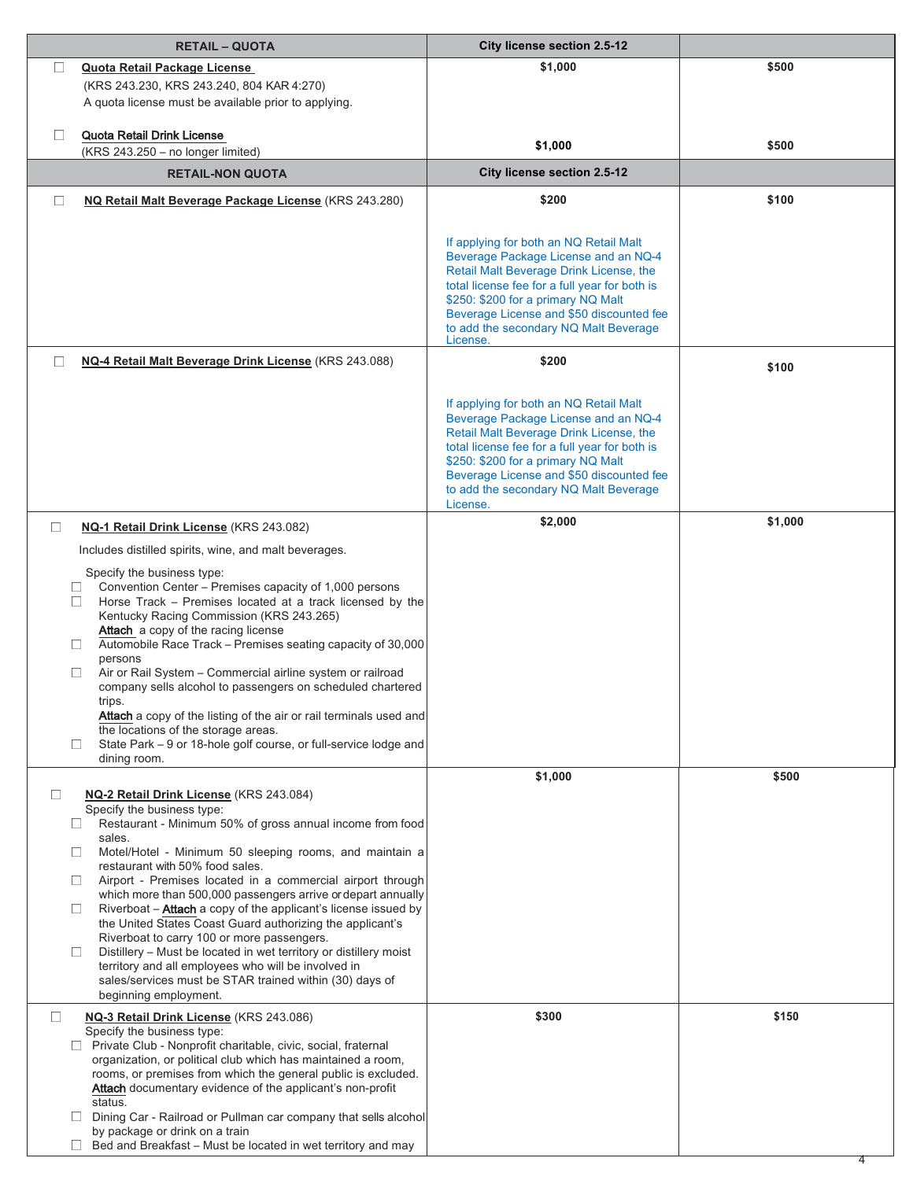| RETAIL – QUOTA | City license section 2.5-12 | |
|---|---|---|
| ☐ **Quota Retail Package License** (KRS 243.230, KRS 243.240, 804 KAR 4:270) A quota license must be available prior to applying.<br><br>☐ **Quota Retail Drink License** (KRS 243.250 – no longer limited) | $1,000<br><br>$1,000 | $500<br><br>$500 |
| **RETAIL-NON QUOTA** | **City license section 2.5-12** | |
| ☐ **NQ Retail Malt Beverage Package License** (KRS 243.280) | $200<br><br>If applying for both an NQ Retail Malt Beverage Package License and an NQ-4 Retail Malt Beverage Drink License, the total license fee for a full year for both is $250: $200 for a primary NQ Malt Beverage License and $50 discounted fee to add the secondary NQ Malt Beverage License. | $100 |
| ☐ **NQ-4 Retail Malt Beverage Drink License** (KRS 243.088) | $200<br><br>If applying for both an NQ Retail Malt Beverage Package License and an NQ-4 Retail Malt Beverage Drink License, the total license fee for a full year for both is $250: $200 for a primary NQ Malt Beverage License and $50 discounted fee to add the secondary NQ Malt Beverage License. | $100 |
| ☐ **NQ-1 Retail Drink License** (KRS 243.082)<br>Includes distilled spirits, wine, and malt beverages.<br>Specify the business type:<br>☐ Convention Center – Premises capacity of 1,000 persons<br>☐ Horse Track – Premises located at a track licensed by the Kentucky Racing Commission (KRS 243.265) **Attach** a copy of the racing license<br>☐ Automobile Race Track – Premises seating capacity of 30,000 persons<br>☐ Air or Rail System – Commercial airline system or railroad company sells alcohol to passengers on scheduled chartered trips. **Attach** a copy of the listing of the air or rail terminals used and the locations of the storage areas.<br>☐ State Park – 9 or 18-hole golf course, or full-service lodge and dining room. | $2,000 | $1,000 |
| ☐ **NQ-2 Retail Drink License** (KRS 243.084)<br>Specify the business type:<br>☐ Restaurant - Minimum 50% of gross annual income from food sales.<br>☐ Motel/Hotel - Minimum 50 sleeping rooms, and maintain a restaurant with 50% food sales.<br>☐ Airport - Premises located in a commercial airport through which more than 500,000 passengers arrive or depart annually<br>☐ Riverboat – **Attach** a copy of the applicant's license issued by the United States Coast Guard authorizing the applicant's Riverboat to carry 100 or more passengers.<br>☐ Distillery – Must be located in wet territory or distillery moist territory and all employees who will be involved in sales/services must be STAR trained within (30) days of beginning employment. | $1,000 | $500 |
| ☐ **NQ-3 Retail Drink License** (KRS 243.086)<br>Specify the business type:<br>☐ Private Club - Nonprofit charitable, civic, social, fraternal organization, or political club which has maintained a room, rooms, or premises from which the general public is excluded. **Attach** documentary evidence of the applicant's non-profit status.<br>☐ Dining Car - Railroad or Pullman car company that sells alcohol by package or drink on a train<br>☐ Bed and Breakfast – Must be located in wet territory and may | $300 | $150 |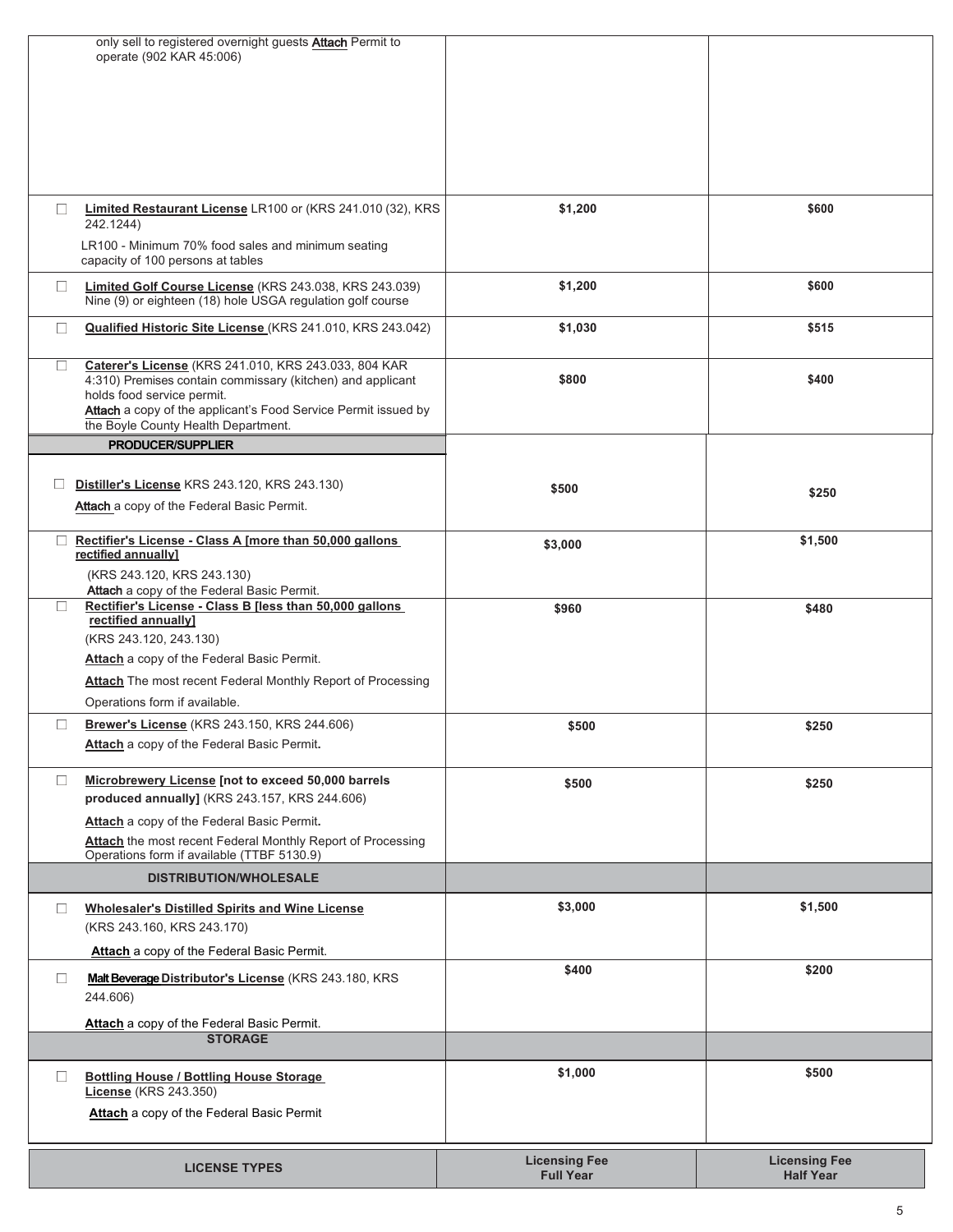| LICENSE TYPES | Licensing Fee Full Year | Licensing Fee Half Year |
|---|---|---|
| only sell to registered overnight guests **Attach** Permit to operate (902 KAR 45:006) | | |
| ☐ **Limited Restaurant License** LR100 or (KRS 241.010 (32), KRS 242.1244) LR100 - Minimum 70% food sales and minimum seating capacity of 100 persons at tables | $1,200 | $600 |
| ☐ **Limited Golf Course License** (KRS 243.038, KRS 243.039) Nine (9) or eighteen (18) hole USGA regulation golf course | $1,200 | $600 |
| ☐ **Qualified Historic Site License** (KRS 241.010, KRS 243.042) | $1,030 | $515 |
| ☐ **Caterer's License** (KRS 241.010, KRS 243.033, 804 KAR 4:310) Premises contain commissary (kitchen) and applicant holds food service permit. **Attach** a copy of the applicant's Food Service Permit issued by the Boyle County Health Department. | $800 | $400 |
| **PRODUCER/SUPPLIER** | | |
| ☐ **Distiller's License** KRS 243.120, KRS 243.130) **Attach** a copy of the Federal Basic Permit. | $500 | $250 |
| ☐ **Rectifier's License - Class A [more than 50,000 gallons rectified annually]** (KRS 243.120, KRS 243.130) **Attach** a copy of the Federal Basic Permit. | $3,000 | $1,500 |
| ☐ **Rectifier's License - Class B [less than 50,000 gallons rectified annually]** (KRS 243.120, 243.130) **Attach** a copy of the Federal Basic Permit. **Attach** The most recent Federal Monthly Report of Processing Operations form if available. | $960 | $480 |
| ☐ **Brewer's License** (KRS 243.150, KRS 244.606) **Attach** a copy of the Federal Basic Permit. | $500 | $250 |
| ☐ **Microbrewery License [not to exceed 50,000 barrels produced annually]** (KRS 243.157, KRS 244.606) **Attach** a copy of the Federal Basic Permit. **Attach** the most recent Federal Monthly Report of Processing Operations form if available (TTBF 5130.9) | $500 | $250 |
| **DISTRIBUTION/WHOLESALE** | | |
| ☐ **Wholesaler's Distilled Spirits and Wine License** (KRS 243.160, KRS 243.170) **Attach** a copy of the Federal Basic Permit. | $3,000 | $1,500 |
| ☐ **Malt Beverage Distributor's License** (KRS 243.180, KRS 244.606) **Attach** a copy of the Federal Basic Permit. | $400 | $200 |
| **STORAGE** | | |
| ☐ **Bottling House / Bottling House Storage License** (KRS 243.350) **Attach** a copy of the Federal Basic Permit | $1,000 | $500 |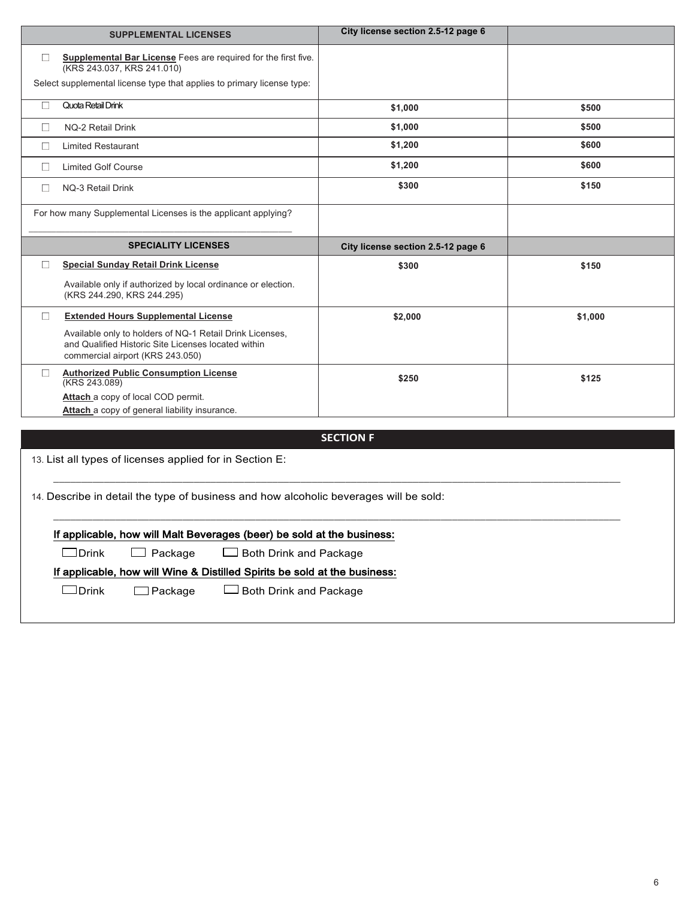| SUPPLEMENTAL LICENSES | City license section 2.5-12 page 6 | |
|---|---|---|
| ☐ **Supplemental Bar License** Fees are required for the first five. (KRS 243.037, KRS 241.010)<br>Select supplemental license type that applies to primary license type: | | |
| ☐ Quota Retail Drink | $1,000 | $500 |
| ☐ NQ-2 Retail Drink | $1,000 | $500 |
| ☐ Limited Restaurant | $1,200 | $600 |
| ☐ Limited Golf Course | $1,200 | $600 |
| ☐ NQ-3 Retail Drink | $300 | $150 |
| For how many Supplemental Licenses is the applicant applying? ______________________ | | |
| **SPECIALITY LICENSES** | **City license section 2.5-12 page 6** | |
| ☐ **Special Sunday Retail Drink License**<br>Available only if authorized by local ordinance or election. (KRS 244.290, KRS 244.295) | $300 | $150 |
| ☐ **Extended Hours Supplemental License**<br>Available only to holders of NQ-1 Retail Drink Licenses, and Qualified Historic Site Licenses located within commercial airport (KRS 243.050) | $2,000 | $1,000 |
| ☐ **Authorized Public Consumption License** (KRS 243.089)<br>**Attach** a copy of local COD permit.<br>**Attach** a copy of general liability insurance. | $250 | $125 |

## SECTION F

13. List all types of licenses applied for in Section E:

______________________________________________________________________________

14. Describe in detail the type of business and how alcoholic beverages will be sold:

______________________________________________________________________________

**If applicable, how will Malt Beverages (beer) be sold at the business:**

☐ Drink ☐ Package ☐ Both Drink and Package

**If applicable, how will Wine & Distilled Spirits be sold at the business:**

☐ Drink ☐ Package ☐ Both Drink and Package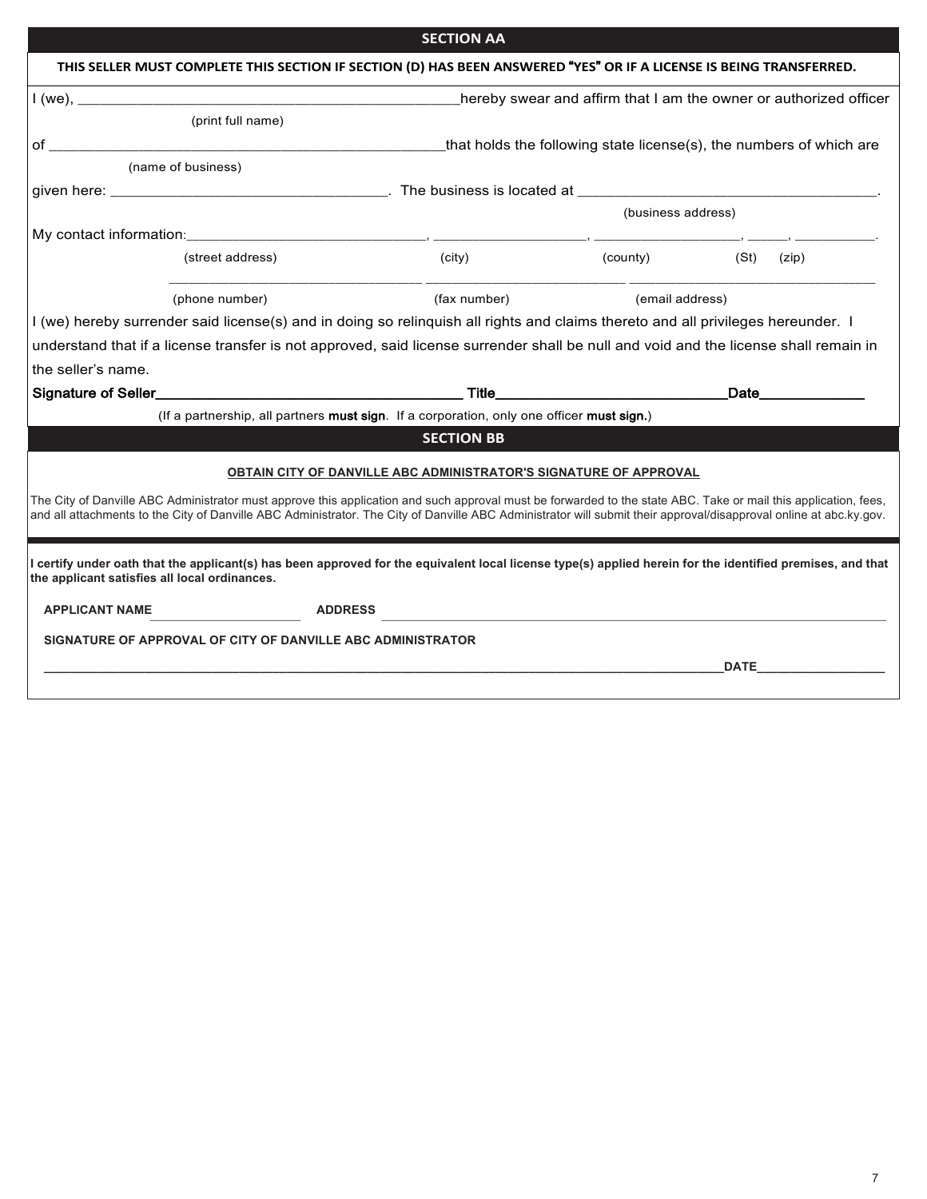## SECTION AA

**THIS SELLER MUST COMPLETE THIS SECTION IF SECTION (D) HAS BEEN ANSWERED "YES" OR IF A LICENSE IS BEING TRANSFERRED.**

I (we), ________________________________________________hereby swear and affirm that I am the owner or authorized officer
(print full name)

of __________________________________________________that holds the following state license(s), the numbers of which are
(name of business)

given here: _________________________________. The business is located at ____________________________________.
(business address)

My contact information:______________________________, ___________________, __________________, _____, __________.
(street address) (city) (county) (St) (zip)

_________________________________ _________________________ ________________________________
(phone number) (fax number) (email address)

I (we) hereby surrender said license(s) and in doing so relinquish all rights and claims thereto and all privileges hereunder. I understand that if a license transfer is not approved, said license surrender shall be null and void and the license shall remain in the seller's name.

**Signature of Seller**______________________________________ **Title**____________________________ **Date**_____________

(If a partnership, all partners **must sign**. If a corporation, only one officer **must sign.**)

## SECTION BB

**OBTAIN CITY OF DANVILLE ABC ADMINISTRATOR'S SIGNATURE OF APPROVAL**

The City of Danville ABC Administrator must approve this application and such approval must be forwarded to the state ABC. Take or mail this application, fees, and all attachments to the City of Danville ABC Administrator. The City of Danville ABC Administrator will submit their approval/disapproval online at abc.ky.gov.

**I certify under oath that the applicant(s) has been approved for the equivalent local license type(s) applied herein for the identified premises, and that the applicant satisfies all local ordinances.**

**APPLICANT NAME**_____________________ **ADDRESS** ______________________________________________________________

**SIGNATURE OF APPROVAL OF CITY OF DANVILLE ABC ADMINISTRATOR**

__________________________________________________________________________________________**DATE**_________________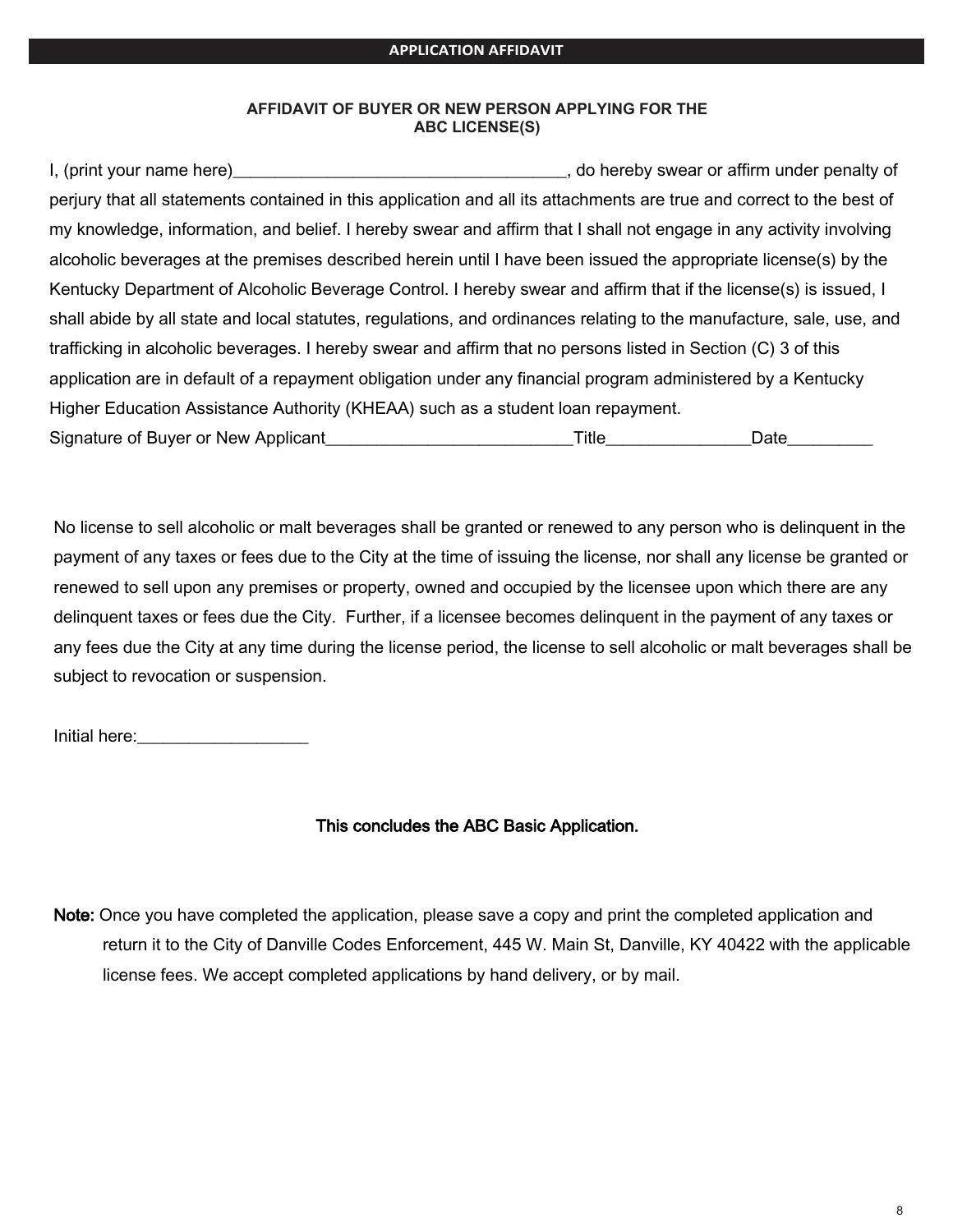## APPLICATION AFFIDAVIT

### AFFIDAVIT OF BUYER OR NEW PERSON APPLYING FOR THE ABC LICENSE(S)

I, (print your name here)____________________________________, do hereby swear or affirm under penalty of perjury that all statements contained in this application and all its attachments are true and correct to the best of my knowledge, information, and belief. I hereby swear and affirm that I shall not engage in any activity involving alcoholic beverages at the premises described herein until I have been issued the appropriate license(s) by the Kentucky Department of Alcoholic Beverage Control. I hereby swear and affirm that if the license(s) is issued, I shall abide by all state and local statutes, regulations, and ordinances relating to the manufacture, sale, use, and trafficking in alcoholic beverages. I hereby swear and affirm that no persons listed in Section (C) 3 of this application are in default of a repayment obligation under any financial program administered by a Kentucky Higher Education Assistance Authority (KHEAA) such as a student loan repayment.

Signature of Buyer or New Applicant___________________________Title_______________Date_________

No license to sell alcoholic or malt beverages shall be granted or renewed to any person who is delinquent in the payment of any taxes or fees due to the City at the time of issuing the license, nor shall any license be granted or renewed to sell upon any premises or property, owned and occupied by the licensee upon which there are any delinquent taxes or fees due the City. Further, if a licensee becomes delinquent in the payment of any taxes or any fees due the City at any time during the license period, the license to sell alcoholic or malt beverages shall be subject to revocation or suspension.

Initial here:__________________

This concludes the ABC Basic Application.

**Note:** Once you have completed the application, please save a copy and print the completed application and return it to the City of Danville Codes Enforcement, 445 W. Main St, Danville, KY 40422 with the applicable license fees. We accept completed applications by hand delivery, or by mail.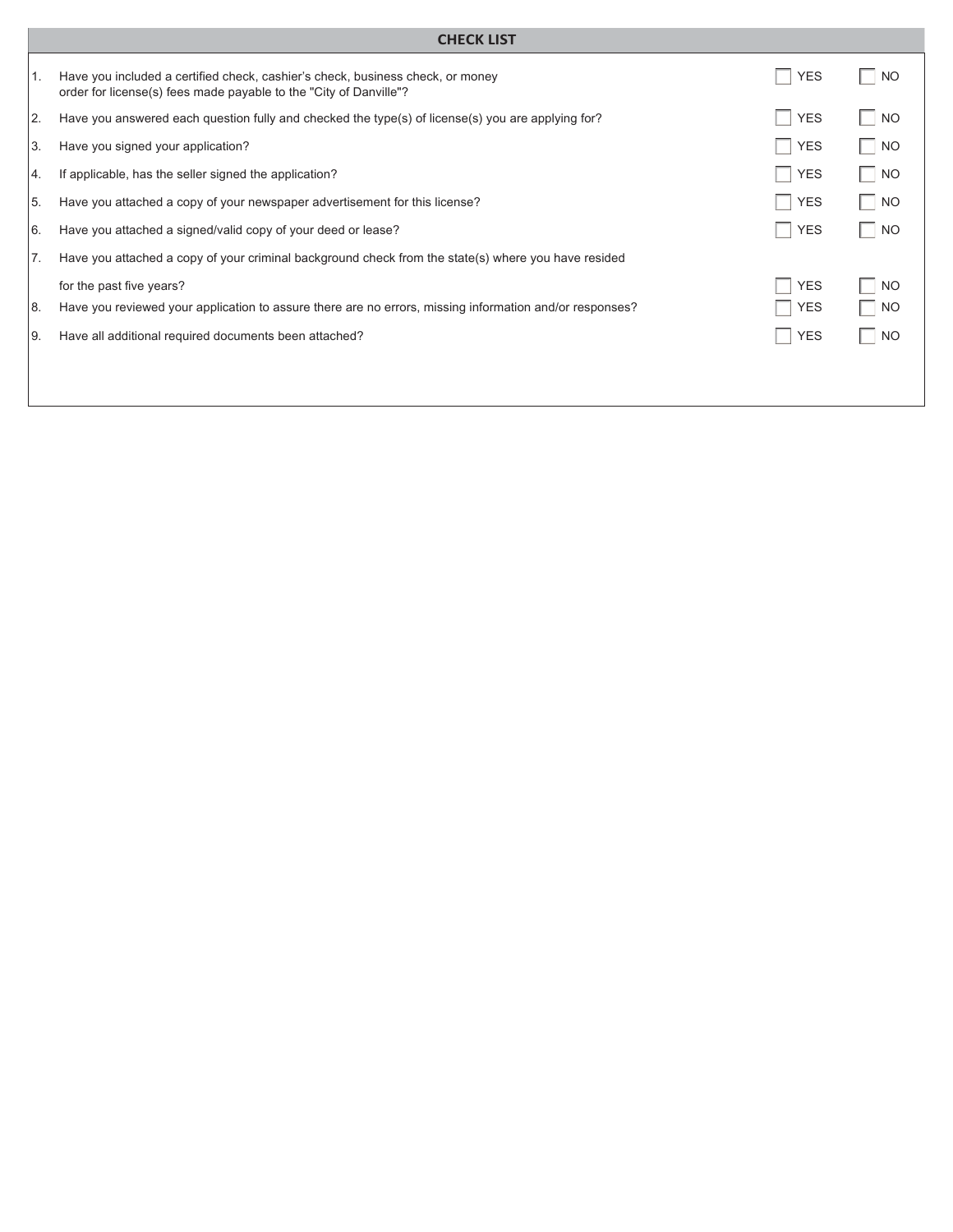## CHECK LIST

| # | Question | YES | NO |
|---|---|---|---|
| 1. | Have you included a certified check, cashier's check, business check, or money order for license(s) fees made payable to the "City of Danville"? | ☐ YES | ☐ NO |
| 2. | Have you answered each question fully and checked the type(s) of license(s) you are applying for? | ☐ YES | ☐ NO |
| 3. | Have you signed your application? | ☐ YES | ☐ NO |
| 4. | If applicable, has the seller signed the application? | ☐ YES | ☐ NO |
| 5. | Have you attached a copy of your newspaper advertisement for this license? | ☐ YES | ☐ NO |
| 6. | Have you attached a signed/valid copy of your deed or lease? | ☐ YES | ☐ NO |
| 7. | Have you attached a copy of your criminal background check from the state(s) where you have resided for the past five years? | ☐ YES | ☐ NO |
| 8. | Have you reviewed your application to assure there are no errors, missing information and/or responses? | ☐ YES | ☐ NO |
| 9. | Have all additional required documents been attached? | ☐ YES | ☐ NO |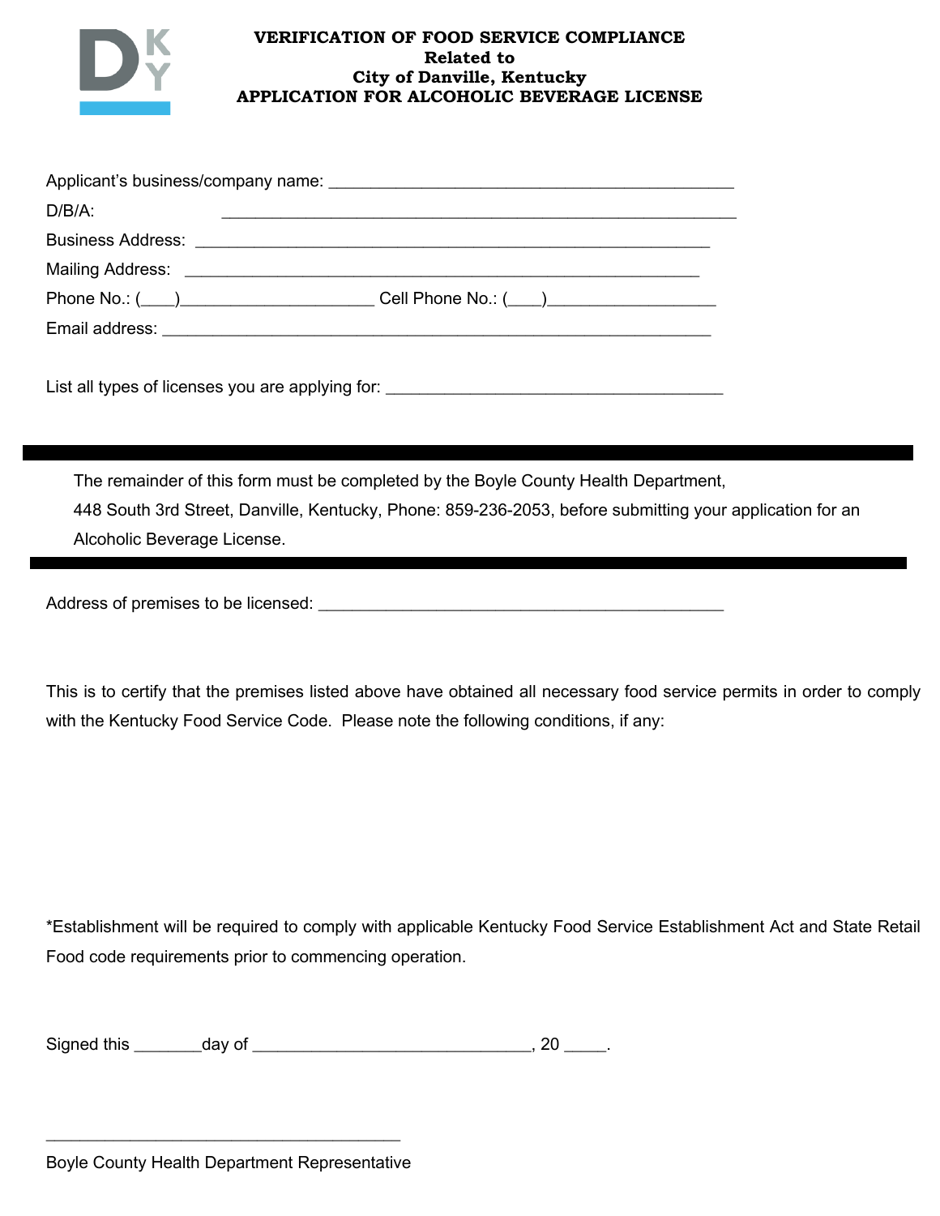# VERIFICATION OF FOOD SERVICE COMPLIANCE
## Related to
## City of Danville, Kentucky
## APPLICATION FOR ALCOHOLIC BEVERAGE LICENSE

Applicant's business/company name: _______________________________________________

D/B/A: ____________________________________________________________

Business Address: ____________________________________________________________

Mailing Address: ____________________________________________________________

Phone No.: (____)______________________ Cell Phone No.: (____)___________________

Email address: _________________________________________________________________

List all types of licenses you are applying for: _______________________________________

---

The remainder of this form must be completed by the Boyle County Health Department, 448 South 3rd Street, Danville, Kentucky, Phone: 859-236-2053, before submitting your application for an Alcoholic Beverage License.

---

Address of premises to be licensed: ______________________________________________

This is to certify that the premises listed above have obtained all necessary food service permits in order to comply with the Kentucky Food Service Code. Please note the following conditions, if any:

*Establishment will be required to comply with applicable Kentucky Food Service Establishment Act and State Retail Food code requirements prior to commencing operation.

Signed this _______day of ______________________________, 20 _____.

______________________________________

Boyle County Health Department Representative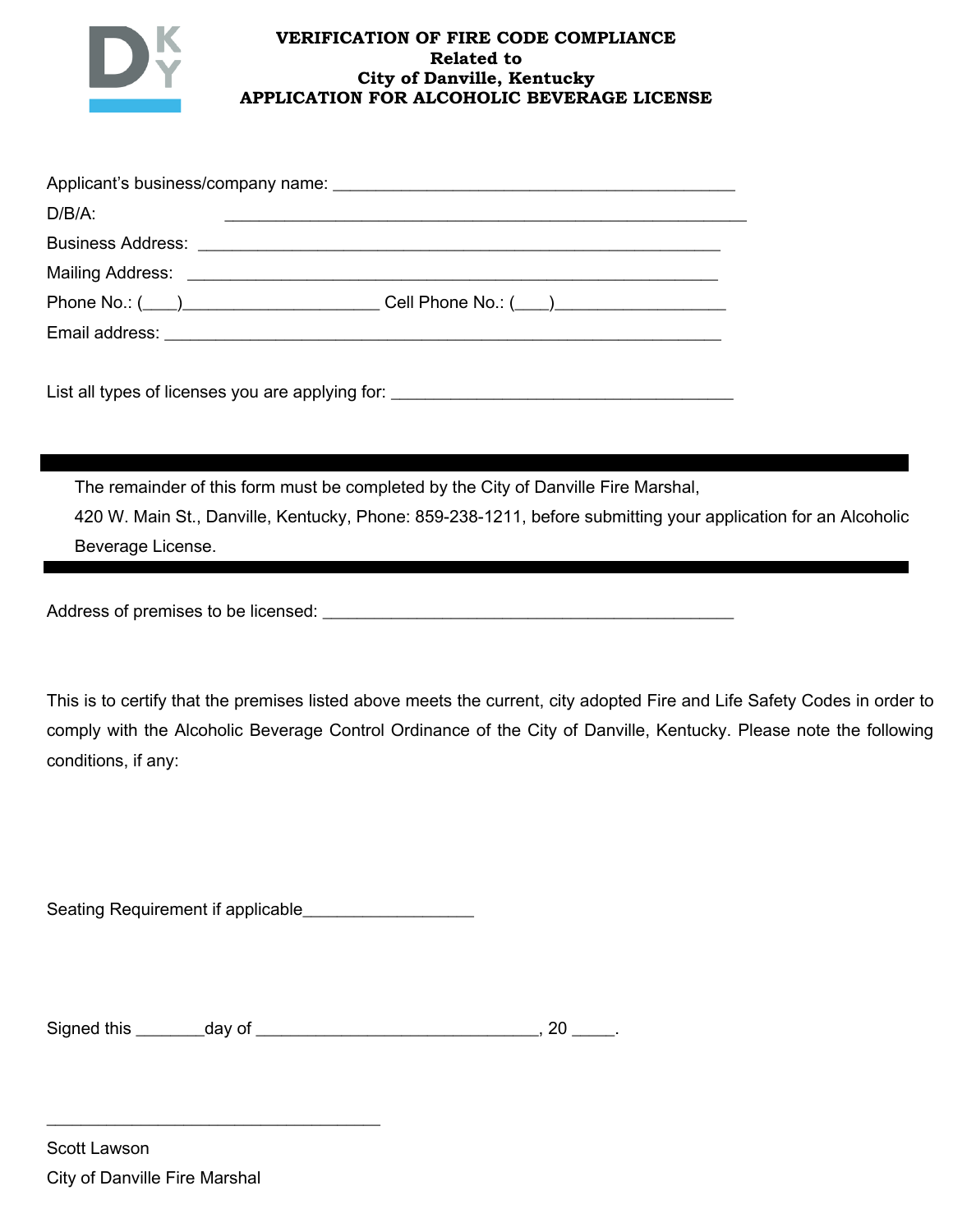**VERIFICATION OF FIRE CODE COMPLIANCE**
**Related to**
**City of Danville, Kentucky**
**APPLICATION FOR ALCOHOLIC BEVERAGE LICENSE**

Applicant's business/company name: ___________________________________________

D/B/A: ________________________________________________________

Business Address: ________________________________________________________

Mailing Address: ________________________________________________________

Phone No.: (____)_____________________ Cell Phone No.: (____)__________________

Email address: ____________________________________________________________

List all types of licenses you are applying for: _____________________________________

---

The remainder of this form must be completed by the City of Danville Fire Marshal, 420 W. Main St., Danville, Kentucky, Phone: 859-238-1211, before submitting your application for an Alcoholic Beverage License.

---

Address of premises to be licensed: ____________________________________________

This is to certify that the premises listed above meets the current, city adopted Fire and Life Safety Codes in order to comply with the Alcoholic Beverage Control Ordinance of the City of Danville, Kentucky. Please note the following conditions, if any:

Seating Requirement if applicable__________________

Signed this _______day of ______________________________, 20 ____.

____________________________________

Scott Lawson

City of Danville Fire Marshal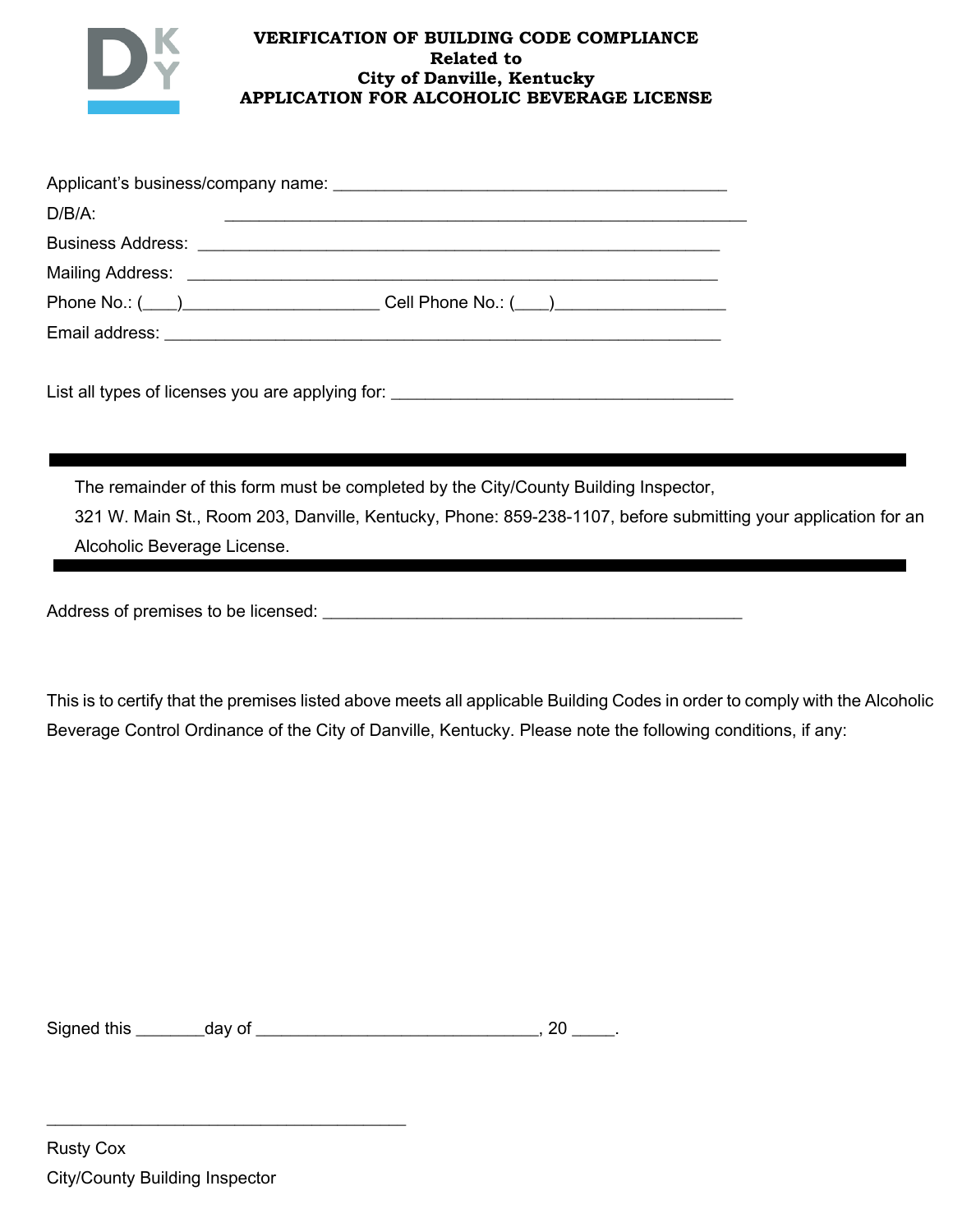# VERIFICATION OF BUILDING CODE COMPLIANCE
**Related to**
**City of Danville, Kentucky**
**APPLICATION FOR ALCOHOLIC BEVERAGE LICENSE**

Applicant's business/company name: ___________________________________________

D/B/A: ___________________________________________________________

Business Address: _________________________________________________________

Mailing Address: __________________________________________________________

Phone No.: (____)_____________________ Cell Phone No.: (____)__________________

Email address: ______________________________________________________________

List all types of licenses you are applying for: _____________________________________

---

The remainder of this form must be completed by the City/County Building Inspector, 321 W. Main St., Room 203, Danville, Kentucky, Phone: 859-238-1107, before submitting your application for an Alcoholic Beverage License.

---

Address of premises to be licensed: ______________________________________________

This is to certify that the premises listed above meets all applicable Building Codes in order to comply with the Alcoholic Beverage Control Ordinance of the City of Danville, Kentucky. Please note the following conditions, if any:

Signed this _______day of _______________________________, 20 _____.

_______________________________________

Rusty Cox

City/County Building Inspector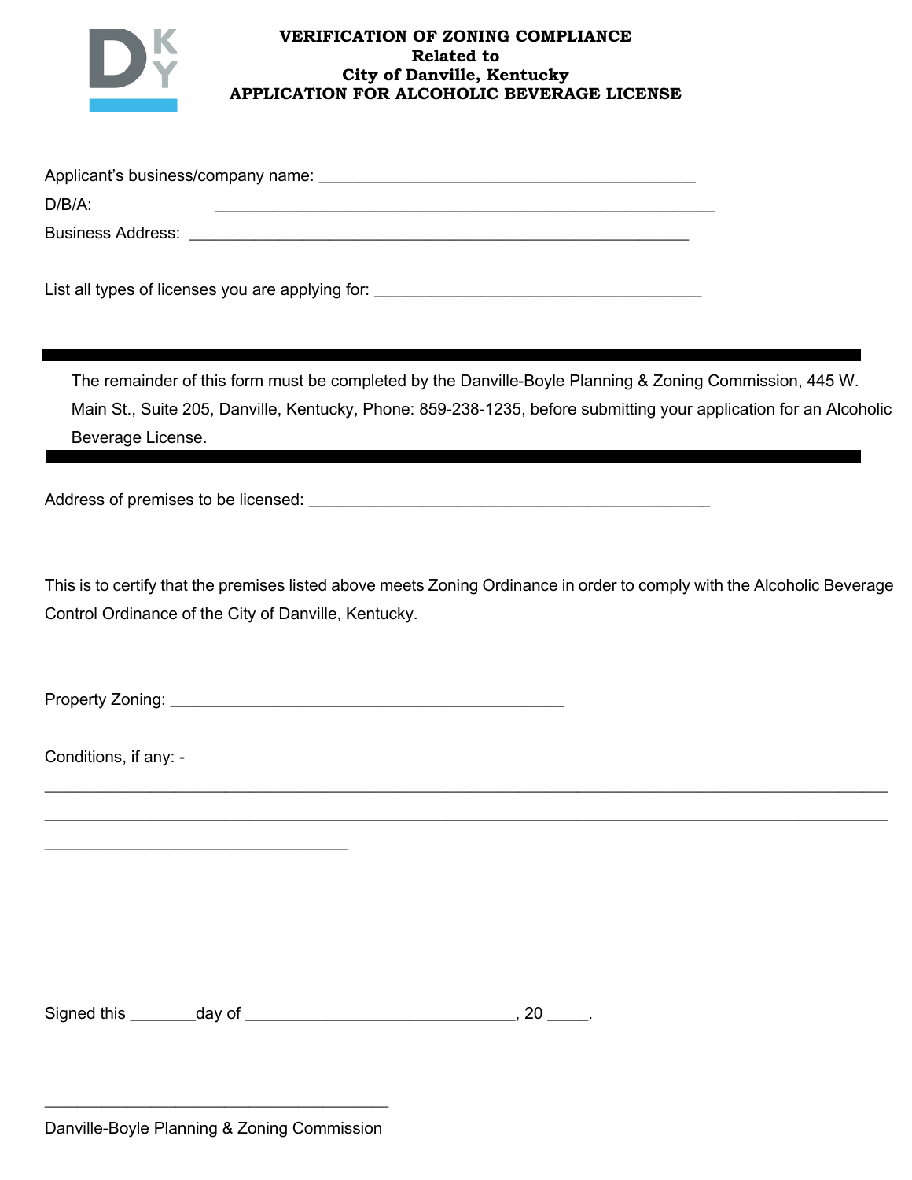**VERIFICATION OF ZONING COMPLIANCE**
**Related to**
**City of Danville, Kentucky**
**APPLICATION FOR ALCOHOLIC BEVERAGE LICENSE**

Applicant's business/company name: ___________________________________________

D/B/A: ___________________________________________________________

Business Address: _________________________________________________________

List all types of licenses you are applying for: ______________________________________

---

The remainder of this form must be completed by the Danville-Boyle Planning & Zoning Commission, 445 W. Main St., Suite 205, Danville, Kentucky, Phone: 859-238-1235, before submitting your application for an Alcoholic Beverage License.

---

Address of premises to be licensed: _____________________________________________

This is to certify that the premises listed above meets Zoning Ordinance in order to comply with the Alcoholic Beverage Control Ordinance of the City of Danville, Kentucky.

Property Zoning: _____________________________________________

Conditions, if any: -

_____________________________________________________________________________________________

_____________________________________________________________________________________________

__________________________________

Signed this _______day of ______________________________, 20 _____.

_______________________________________

Danville-Boyle Planning & Zoning Commission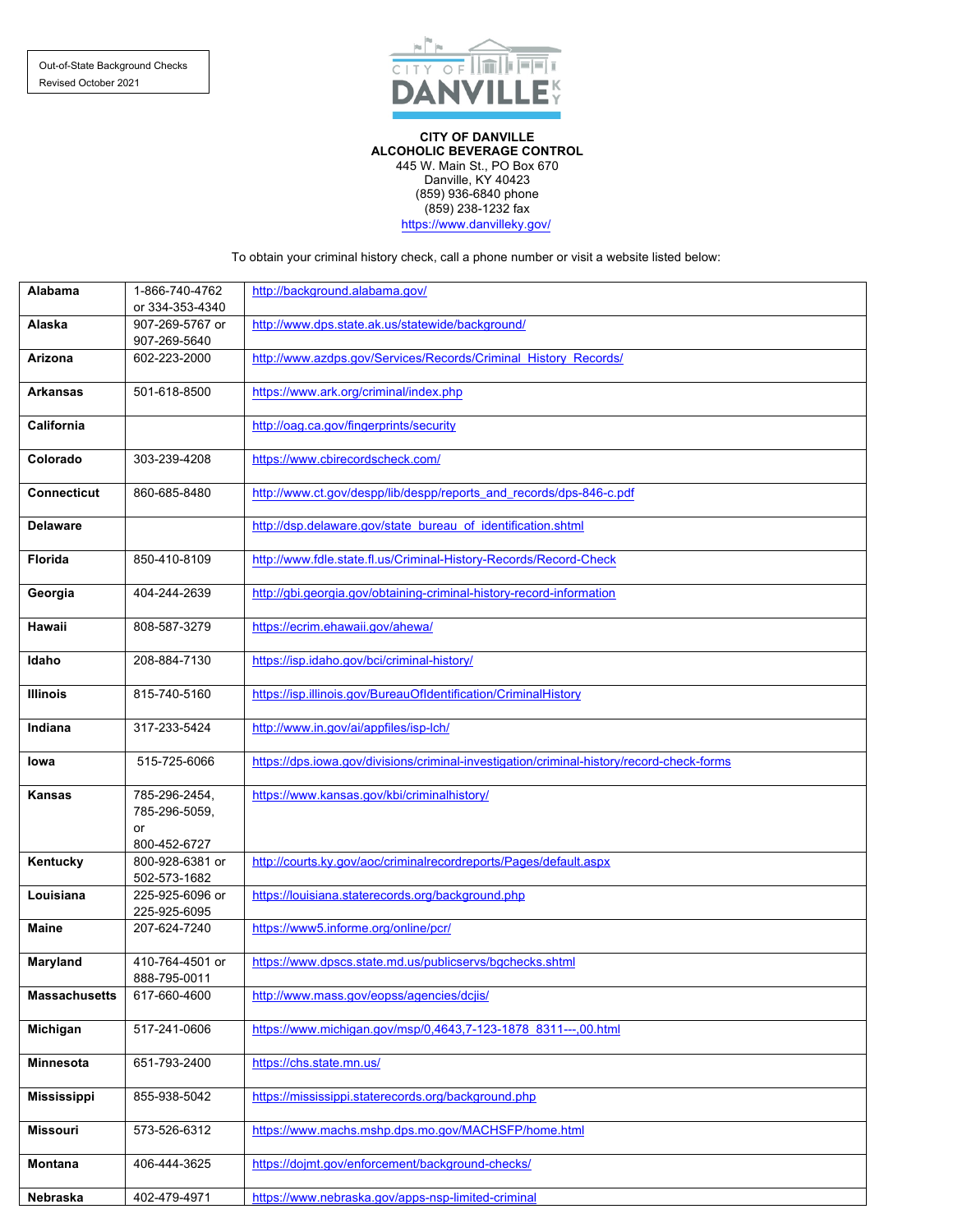Out-of-State Background Checks
Revised October 2021

**CITY OF DANVILLE**
**ALCOHOLIC BEVERAGE CONTROL**
445 W. Main St., PO Box 670
Danville, KY 40423
(859) 936-6840 phone
(859) 238-1232 fax
https://www.danvilleky.gov/

To obtain your criminal history check, call a phone number or visit a website listed below:

| | | |
|---|---|---|
| **Alabama** | 1-866-740-4762 or 334-353-4340 | http://background.alabama.gov/ |
| **Alaska** | 907-269-5767 or 907-269-5640 | http://www.dps.state.ak.us/statewide/background/ |
| **Arizona** | 602-223-2000 | http://www.azdps.gov/Services/Records/Criminal_History_Records/ |
| **Arkansas** | 501-618-8500 | https://www.ark.org/criminal/index.php |
| **California** | | http://oag.ca.gov/fingerprints/security |
| **Colorado** | 303-239-4208 | https://www.cbirecordscheck.com/ |
| **Connecticut** | 860-685-8480 | http://www.ct.gov/despp/lib/despp/reports_and_records/dps-846-c.pdf |
| **Delaware** | | http://dsp.delaware.gov/state_bureau_of_identification.shtml |
| **Florida** | 850-410-8109 | http://www.fdle.state.fl.us/Criminal-History-Records/Record-Check |
| **Georgia** | 404-244-2639 | http://gbi.georgia.gov/obtaining-criminal-history-record-information |
| **Hawaii** | 808-587-3279 | https://ecrim.ehawaii.gov/ahewa/ |
| **Idaho** | 208-884-7130 | https://isp.idaho.gov/bci/criminal-history/ |
| **Illinois** | 815-740-5160 | https://isp.illinois.gov/BureauOfIdentification/CriminalHistory |
| **Indiana** | 317-233-5424 | http://www.in.gov/ai/appfiles/isp-lch/ |
| **Iowa** | 515-725-6066 | https://dps.iowa.gov/divisions/criminal-investigation/criminal-history/record-check-forms |
| **Kansas** | 785-296-2454, 785-296-5059, or 800-452-6727 | https://www.kansas.gov/kbi/criminalhistory/ |
| **Kentucky** | 800-928-6381 or 502-573-1682 | http://courts.ky.gov/aoc/criminalrecordreports/Pages/default.aspx |
| **Louisiana** | 225-925-6096 or 225-925-6095 | https://louisiana.staterecords.org/background.php |
| **Maine** | 207-624-7240 | https://www5.informe.org/online/pcr/ |
| **Maryland** | 410-764-4501 or 888-795-0011 | https://www.dpscs.state.md.us/publicservs/bgchecks.shtml |
| **Massachusetts** | 617-660-4600 | http://www.mass.gov/eopss/agencies/dcjis/ |
| **Michigan** | 517-241-0606 | https://www.michigan.gov/msp/0,4643,7-123-1878_8311---,00.html |
| **Minnesota** | 651-793-2400 | https://chs.state.mn.us/ |
| **Mississippi** | 855-938-5042 | https://mississippi.staterecords.org/background.php |
| **Missouri** | 573-526-6312 | https://www.machs.mshp.dps.mo.gov/MACHSFP/home.html |
| **Montana** | 406-444-3625 | https://dojmt.gov/enforcement/background-checks/ |
| **Nebraska** | 402-479-4971 | https://www.nebraska.gov/apps-nsp-limited-criminal |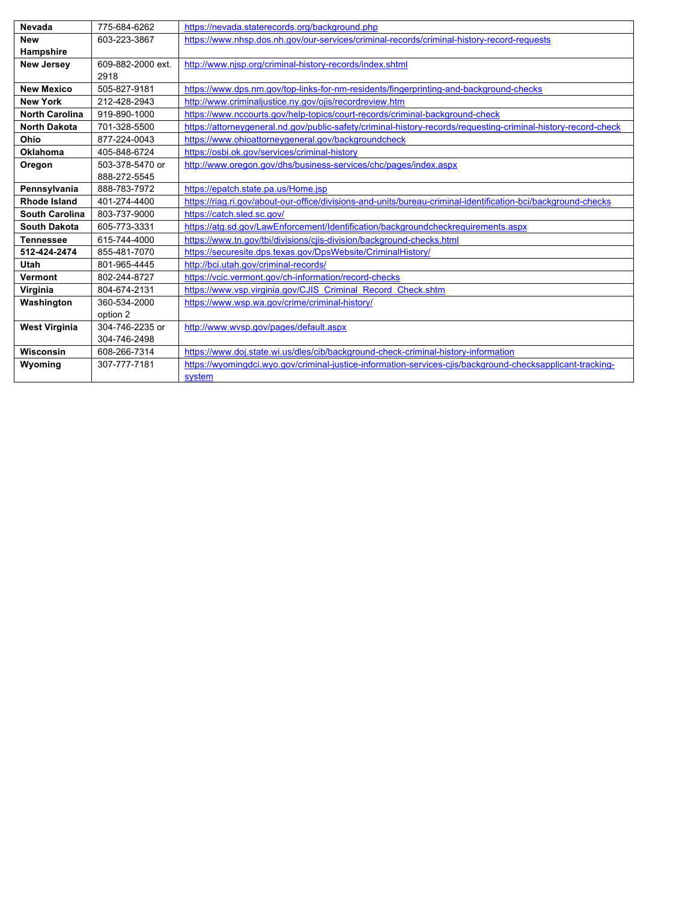| | | |
|---|---|---|
| **Nevada** | 775-684-6262 | https://nevada.staterecords.org/background.php |
| **New Hampshire** | 603-223-3867 | https://www.nhsp.dos.nh.gov/our-services/criminal-records/criminal-history-record-requests |
| **New Jersey** | 609-882-2000 ext. 2918 | http://www.njsp.org/criminal-history-records/index.shtml |
| **New Mexico** | 505-827-9181 | https://www.dps.nm.gov/top-links-for-nm-residents/fingerprinting-and-background-checks |
| **New York** | 212-428-2943 | http://www.criminaljustice.ny.gov/ojis/recordreview.htm |
| **North Carolina** | 919-890-1000 | https://www.nccourts.gov/help-topics/court-records/criminal-background-check |
| **North Dakota** | 701-328-5500 | https://attorneygeneral.nd.gov/public-safety/criminal-history-records/requesting-criminal-history-record-check |
| **Ohio** | 877-224-0043 | https://www.ohioattorneygeneral.gov/backgroundcheck |
| **Oklahoma** | 405-848-6724 | https://osbi.ok.gov/services/criminal-history |
| **Oregon** | 503-378-5470 or 888-272-5545 | http://www.oregon.gov/dhs/business-services/chc/pages/index.aspx |
| **Pennsylvania** | 888-783-7972 | https://epatch.state.pa.us/Home.jsp |
| **Rhode Island** | 401-274-4400 | https://riag.ri.gov/about-our-office/divisions-and-units/bureau-criminal-identification-bci/background-checks |
| **South Carolina** | 803-737-9000 | https://catch.sled.sc.gov/ |
| **South Dakota** | 605-773-3331 | https://atg.sd.gov/LawEnforcement/Identification/backgroundcheckrequirements.aspx |
| **Tennessee** | 615-744-4000 | https://www.tn.gov/tbi/divisions/cjis-division/background-checks.html |
| **512-424-2474** | 855-481-7070 | https://securesite.dps.texas.gov/DpsWebsite/CriminalHistory/ |
| **Utah** | 801-965-4445 | http://bci.utah.gov/criminal-records/ |
| **Vermont** | 802-244-8727 | https://vcic.vermont.gov/ch-information/record-checks |
| **Virginia** | 804-674-2131 | https://www.vsp.virginia.gov/CJIS_Criminal_Record_Check.shtm |
| **Washington** | 360-534-2000 option 2 | https://www.wsp.wa.gov/crime/criminal-history/ |
| **West Virginia** | 304-746-2235 or 304-746-2498 | http://www.wvsp.gov/pages/default.aspx |
| **Wisconsin** | 608-266-7314 | https://www.doj.state.wi.us/dles/cib/background-check-criminal-history-information |
| **Wyoming** | 307-777-7181 | https://wyomingdci.wyo.gov/criminal-justice-information-services-cjis/background-checksapplicant-tracking-system |